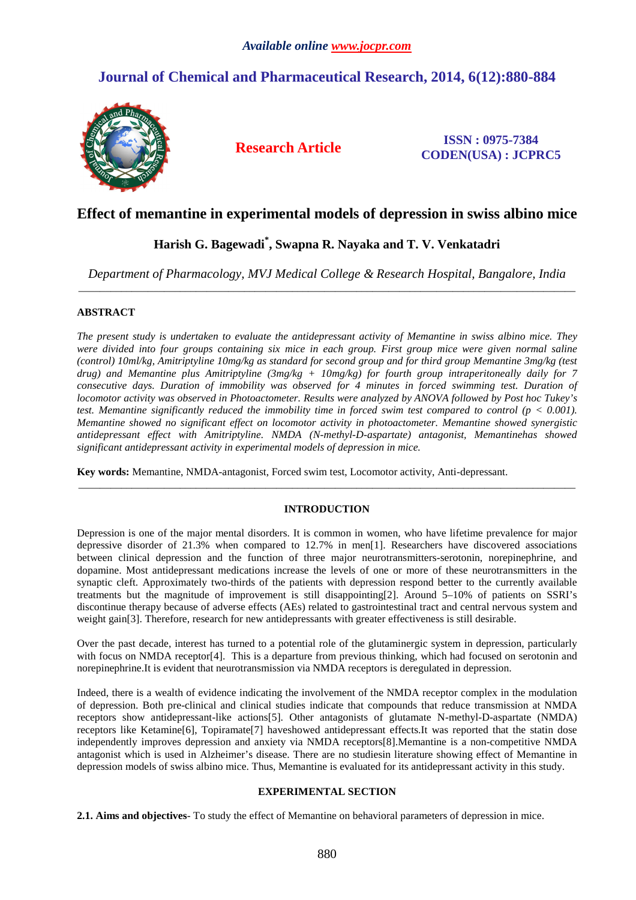# Effect of memantine in experimental models of depression in swiss albino mice

**Harish G. Bagewadi*, Swapna R. Nayaka and T. V. Venkatadri**

*Department of Pharmacology, MVJ Medical College & Research Hospital, Bangalore, India*

---

## ABSTRACT

*The present study is undertaken to evaluate the antidepressant activity of Memantine in swiss albino mice. They were divided into four groups containing six mice in each group. First group mice were given normal saline (control) 10ml/kg, Amitriptyline 10mg/kg as standard for second group and for third group Memantine 3mg/kg (test drug) and Memantine plus Amitriptyline (3mg/kg + 10mg/kg) for fourth group intraperitoneally daily for 7 consecutive days. Duration of immobility was observed for 4 minutes in forced swimming test. Duration of locomotor activity was observed in Photoactometer. Results were analyzed by ANOVA followed by Post hoc Tukey's test. Memantine significantly reduced the immobility time in forced swim test compared to control (p < 0.001). Memantine showed no significant effect on locomotor activity in photoactometer. Memantine showed synergistic antidepressant effect with Amitriptyline. NMDA (N-methyl-D-aspartate) antagonist, Memantinehas showed significant antidepressant activity in experimental models of depression in mice.*

**Key words:** Memantine, NMDA-antagonist, Forced swim test, Locomotor activity, Anti-depressant.

---

## INTRODUCTION

Depression is one of the major mental disorders. It is common in women, who have lifetime prevalence for major depressive disorder of 21.3% when compared to 12.7% in men[1]. Researchers have discovered associations between clinical depression and the function of three major neurotransmitters-serotonin, norepinephrine, and dopamine. Most antidepressant medications increase the levels of one or more of these neurotransmitters in the synaptic cleft. Approximately two-thirds of the patients with depression respond better to the currently available treatments but the magnitude of improvement is still disappointing[2]. Around 5–10% of patients on SSRI's discontinue therapy because of adverse effects (AEs) related to gastrointestinal tract and central nervous system and weight gain[3]. Therefore, research for new antidepressants with greater effectiveness is still desirable.

Over the past decade, interest has turned to a potential role of the glutaminergic system in depression, particularly with focus on NMDA receptor[4]. This is a departure from previous thinking, which had focused on serotonin and norepinephrine.It is evident that neurotransmission via NMDA receptors is deregulated in depression.

Indeed, there is a wealth of evidence indicating the involvement of the NMDA receptor complex in the modulation of depression. Both pre-clinical and clinical studies indicate that compounds that reduce transmission at NMDA receptors show antidepressant-like actions[5]. Other antagonists of glutamate N-methyl-D-aspartate (NMDA) receptors like Ketamine[6], Topiramate[7] haveshowed antidepressant effects.It was reported that the statin dose independently improves depression and anxiety via NMDA receptors[8].Memantine is a non-competitive NMDA antagonist which is used in Alzheimer's disease. There are no studiesin literature showing effect of Memantine in depression models of swiss albino mice. Thus, Memantine is evaluated for its antidepressant activity in this study.

## EXPERIMENTAL SECTION

**2.1. Aims and objectives**- To study the effect of Memantine on behavioral parameters of depression in mice.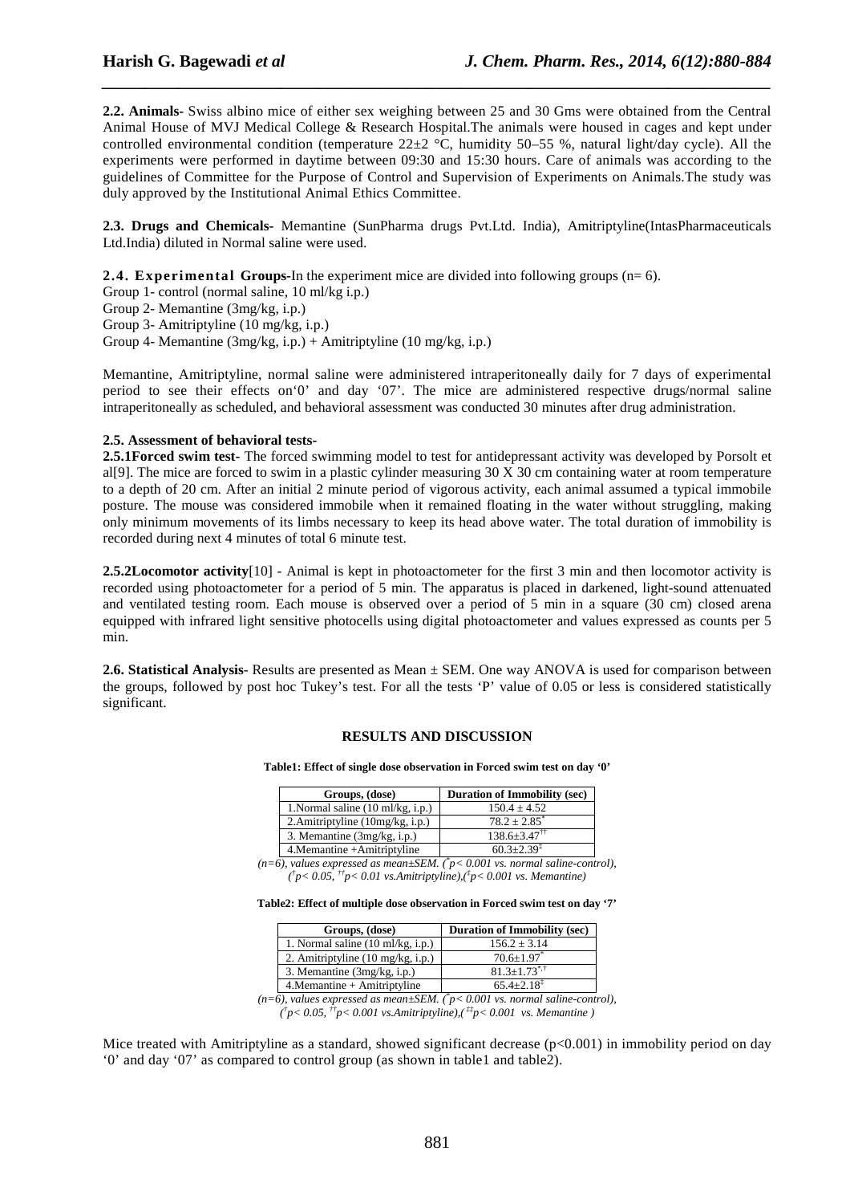**2.2. Animals-** Swiss albino mice of either sex weighing between 25 and 30 Gms were obtained from the Central Animal House of MVJ Medical College & Research Hospital.The animals were housed in cages and kept under controlled environmental condition (temperature 22±2 °C, humidity 50–55 %, natural light/day cycle). All the experiments were performed in daytime between 09:30 and 15:30 hours. Care of animals was according to the guidelines of Committee for the Purpose of Control and Supervision of Experiments on Animals.The study was duly approved by the Institutional Animal Ethics Committee.

**2.3. Drugs and Chemicals-** Memantine (SunPharma drugs Pvt.Ltd. India), Amitriptyline(IntasPharmaceuticals Ltd.India) diluted in Normal saline were used.

**2.4. Experimental Groups-**In the experiment mice are divided into following groups (n= 6).
Group 1- control (normal saline, 10 ml/kg i.p.)
Group 2- Memantine (3mg/kg, i.p.)
Group 3- Amitriptyline (10 mg/kg, i.p.)
Group 4- Memantine (3mg/kg, i.p.) + Amitriptyline (10 mg/kg, i.p.)

Memantine, Amitriptyline, normal saline were administered intraperitoneally daily for 7 days of experimental period to see their effects on'0' and day '07'. The mice are administered respective drugs/normal saline intraperitoneally as scheduled, and behavioral assessment was conducted 30 minutes after drug administration.

**2.5. Assessment of behavioral tests-**

**2.5.1Forced swim test-** The forced swimming model to test for antidepressant activity was developed by Porsolt et al[9]. The mice are forced to swim in a plastic cylinder measuring 30 X 30 cm containing water at room temperature to a depth of 20 cm. After an initial 2 minute period of vigorous activity, each animal assumed a typical immobile posture. The mouse was considered immobile when it remained floating in the water without struggling, making only minimum movements of its limbs necessary to keep its head above water. The total duration of immobility is recorded during next 4 minutes of total 6 minute test.

**2.5.2Locomotor activity**[10] - Animal is kept in photoactometer for the first 3 min and then locomotor activity is recorded using photoactometer for a period of 5 min. The apparatus is placed in darkened, light-sound attenuated and ventilated testing room. Each mouse is observed over a period of 5 min in a square (30 cm) closed arena equipped with infrared light sensitive photocells using digital photoactometer and values expressed as counts per 5 min.

**2.6. Statistical Analysis**- Results are presented as Mean ± SEM. One way ANOVA is used for comparison between the groups, followed by post hoc Tukey's test. For all the tests 'P' value of 0.05 or less is considered statistically significant.

## RESULTS AND DISCUSSION

**Table1: Effect of single dose observation in Forced swim test on day '0'**

| Groups, (dose) | Duration of Immobility (sec) |
|---|---|
| 1.Normal saline (10 ml/kg, i.p.) | 150.4 ± 4.52 |
| 2.Amitriptyline (10mg/kg, i.p.) | 78.2 ± 2.85* |
| 3. Memantine (3mg/kg, i.p.) | 138.6±3.47†† |
| 4.Memantine +Amitriptyline | 60.3±2.39‡ |

*(n=6), values expressed as mean±SEM. (\*p< 0.001 vs. normal saline-control), (†p< 0.05, ††p< 0.01 vs.Amitriptyline),(‡p< 0.001 vs. Memantine)*

**Table2: Effect of multiple dose observation in Forced swim test on day '7'**

| Groups, (dose) | Duration of Immobility (sec) |
|---|---|
| 1. Normal saline (10 ml/kg, i.p.) | 156.2 ± 3.14 |
| 2. Amitriptyline (10 mg/kg, i.p.) | 70.6±1.97* |
| 3. Memantine (3mg/kg, i.p.) | 81.3±1.73*,† |
| 4.Memantine + Amitriptyline | 65.4±2.18‡ |

*(n=6), values expressed as mean±SEM. (\*p< 0.001 vs. normal saline-control), (†p< 0.05, ††p< 0.001 vs.Amitriptyline),(‡‡p< 0.001 vs. Memantine )*

Mice treated with Amitriptyline as a standard, showed significant decrease ($p<0.001$) in immobility period on day '0' and day '07' as compared to control group (as shown in table1 and table2).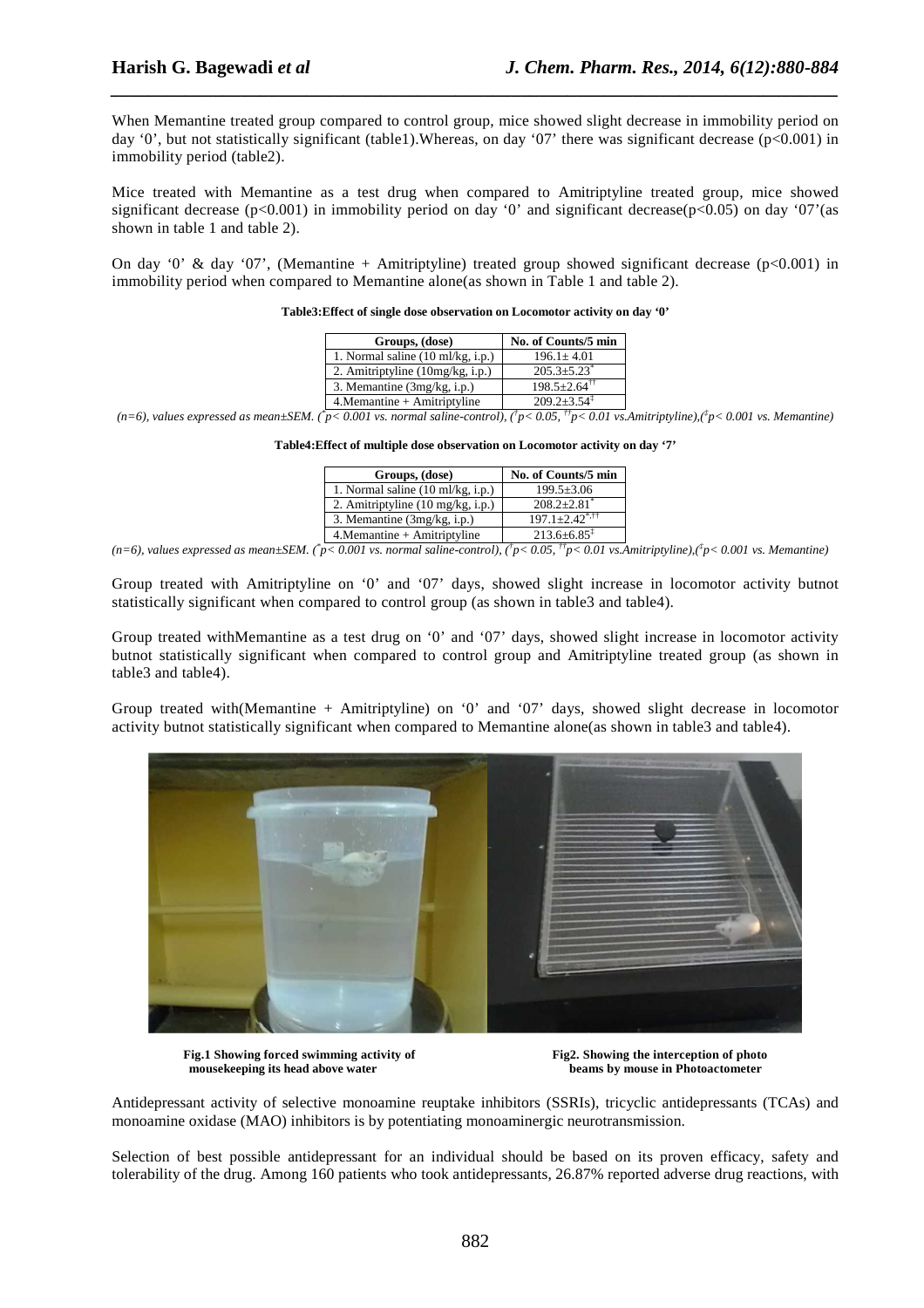When Memantine treated group compared to control group, mice showed slight decrease in immobility period on day '0', but not statistically significant (table1).Whereas, on day '07' there was significant decrease ($p<0.001$) in immobility period (table2).

Mice treated with Memantine as a test drug when compared to Amitriptyline treated group, mice showed significant decrease ($p<0.001$) in immobility period on day '0' and significant decrease($p<0.05$) on day '07'(as shown in table 1 and table 2).

On day '0' & day '07', (Memantine + Amitriptyline) treated group showed significant decrease ($p<0.001$) in immobility period when compared to Memantine alone(as shown in Table 1 and table 2).

**Table3:Effect of single dose observation on Locomotor activity on day '0'**

| Groups, (dose) | No. of Counts/5 min |
|---|---|
| 1. Normal saline (10 ml/kg, i.p.) | 196.1± 4.01 |
| 2. Amitriptyline (10mg/kg, i.p.) | 205.3±5.23$^{*}$ |
| 3. Memantine (3mg/kg, i.p.) | 198.5±2.64$^{††}$ |
| 4.Memantine + Amitriptyline | 209.2±3.54$^{‡}$ |

*(n=6), values expressed as mean±SEM. ($^{*}$p< 0.001 vs. normal saline-control), ($^{†}$p< 0.05, $^{††}$p< 0.01 vs.Amitriptyline),($^{‡}$p< 0.001 vs. Memantine)*

**Table4:Effect of multiple dose observation on Locomotor activity on day '7'**

| Groups, (dose) | No. of Counts/5 min |
|---|---|
| 1. Normal saline (10 ml/kg, i.p.) | 199.5±3.06 |
| 2. Amitriptyline (10 mg/kg, i.p.) | 208.2±2.81$^{*}$ |
| 3. Memantine (3mg/kg, i.p.) | 197.1±2.42$^{*,††}$ |
| 4.Memantine + Amitriptyline | 213.6±6.85$^{‡}$ |

*(n=6), values expressed as mean±SEM. ($^{*}$p< 0.001 vs. normal saline-control), ($^{†}$p< 0.05, $^{††}$p< 0.01 vs.Amitriptyline),($^{‡}$p< 0.001 vs. Memantine)*

Group treated with Amitriptyline on '0' and '07' days, showed slight increase in locomotor activity butnot statistically significant when compared to control group (as shown in table3 and table4).

Group treated withMemantine as a test drug on '0' and '07' days, showed slight increase in locomotor activity butnot statistically significant when compared to control group and Amitriptyline treated group (as shown in table3 and table4).

Group treated with(Memantine + Amitriptyline) on '0' and '07' days, showed slight decrease in locomotor activity butnot statistically significant when compared to Memantine alone(as shown in table3 and table4).

**Fig.1 Showing forced swimming activity of mousekeeping its head above water**

**Fig2. Showing the interception of photo beams by mouse in Photoactometer**

Antidepressant activity of selective monoamine reuptake inhibitors (SSRIs), tricyclic antidepressants (TCAs) and monoamine oxidase (MAO) inhibitors is by potentiating monoaminergic neurotransmission.

Selection of best possible antidepressant for an individual should be based on its proven efficacy, safety and tolerability of the drug. Among 160 patients who took antidepressants, 26.87% reported adverse drug reactions, with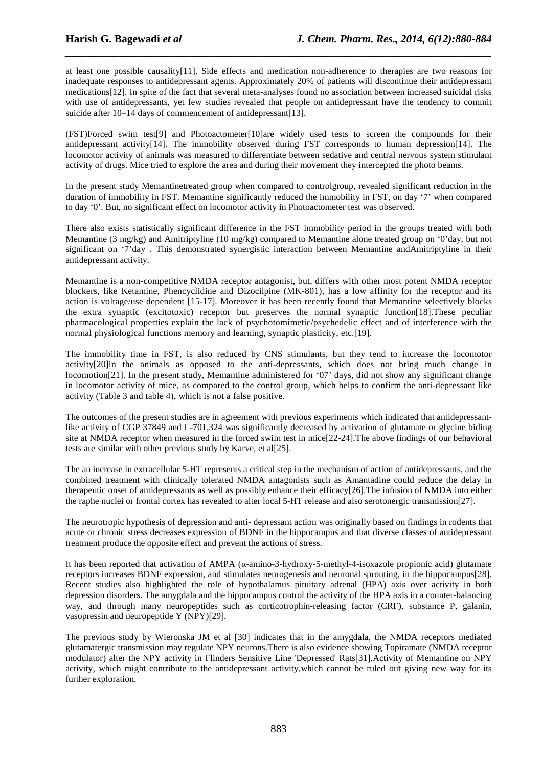at least one possible causality[11]. Side effects and medication non-adherence to therapies are two reasons for inadequate responses to antidepressant agents. Approximately 20% of patients will discontinue their antidepressant medications[12]. In spite of the fact that several meta-analyses found no association between increased suicidal risks with use of antidepressants, yet few studies revealed that people on antidepressant have the tendency to commit suicide after 10–14 days of commencement of antidepressant[13].

(FST)Forced swim test[9] and Photoactometer[10]are widely used tests to screen the compounds for their antidepressant activity[14]. The immobility observed during FST corresponds to human depression[14]. The locomotor activity of animals was measured to differentiate between sedative and central nervous system stimulant activity of drugs. Mice tried to explore the area and during their movement they intercepted the photo beams.

In the present study Memantinetreated group when compared to controlgroup, revealed significant reduction in the duration of immobility in FST. Memantine significantly reduced the immobility in FST, on day '7' when compared to day '0'. But, no significant effect on locomotor activity in Photoactometer test was observed.

There also exists statistically significant difference in the FST immobility period in the groups treated with both Memantine (3 mg/kg) and Amitriptyline (10 mg/kg) compared to Memantine alone treated group on '0'day, but not significant on '7'day . This demonstrated synergistic interaction between Memantine andAmitriptyline in their antidepressant activity.

Memantine is a non-competitive NMDA receptor antagonist, but, differs with other most potent NMDA receptor blockers, like Ketamine, Phencyclidine and Dizocilpine (MK-801), has a low affinity for the receptor and its action is voltage/use dependent [15-17]. Moreover it has been recently found that Memantine selectively blocks the extra synaptic (excitotoxic) receptor but preserves the normal synaptic function[18].These peculiar pharmacological properties explain the lack of psychotomimetic/psychedelic effect and of interference with the normal physiological functions memory and learning, synaptic plasticity, etc.[19].

The immobility time in FST, is also reduced by CNS stimulants, but they tend to increase the locomotor activity[20]in the animals as opposed to the anti-depressants, which does not bring much change in locomotion[21]. In the present study, Memantine administered for '07' days, did not show any significant change in locomotor activity of mice, as compared to the control group, which helps to confirm the anti-depressant like activity (Table 3 and table 4), which is not a false positive.

The outcomes of the present studies are in agreement with previous experiments which indicated that antidepressant-like activity of CGP 37849 and L-701,324 was significantly decreased by activation of glutamate or glycine biding site at NMDA receptor when measured in the forced swim test in mice[22-24].The above findings of our behavioral tests are similar with other previous study by Karve, et al[25].

The an increase in extracellular 5-HT represents a critical step in the mechanism of action of antidepressants, and the combined treatment with clinically tolerated NMDA antagonists such as Amantadine could reduce the delay in therapeutic onset of antidepressants as well as possibly enhance their efficacy[26].The infusion of NMDA into either the raphe nuclei or frontal cortex has revealed to alter local 5-HT release and also serotonergic transmission[27].

The neurotropic hypothesis of depression and anti- depressant action was originally based on findings in rodents that acute or chronic stress decreases expression of BDNF in the hippocampus and that diverse classes of antidepressant treatment produce the opposite effect and prevent the actions of stress.

It has been reported that activation of AMPA (α-amino-3-hydroxy-5-methyl-4-isoxazole propionic acid) glutamate receptors increases BDNF expression, and stimulates neurogenesis and neuronal sprouting, in the hippocampus[28]. Recent studies also highlighted the role of hypothalamus pituitary adrenal (HPA) axis over activity in both depression disorders. The amygdala and the hippocampus control the activity of the HPA axis in a counter-balancing way, and through many neuropeptides such as corticotrophin-releasing factor (CRF), substance P, galanin, vasopressin and neuropeptide Y (NPY)[29].

The previous study by Wieronska JM et al [30] indicates that in the amygdala, the NMDA receptors mediated glutamatergic transmission may regulate NPY neurons.There is also evidence showing Topiramate (NMDA receptor modulator) alter the NPY activity in Flinders Sensitive Line 'Depressed' Rats[31].Activity of Memantine on NPY activity, which might contribute to the antidepressant activity,which cannot be ruled out giving new way for its further exploration.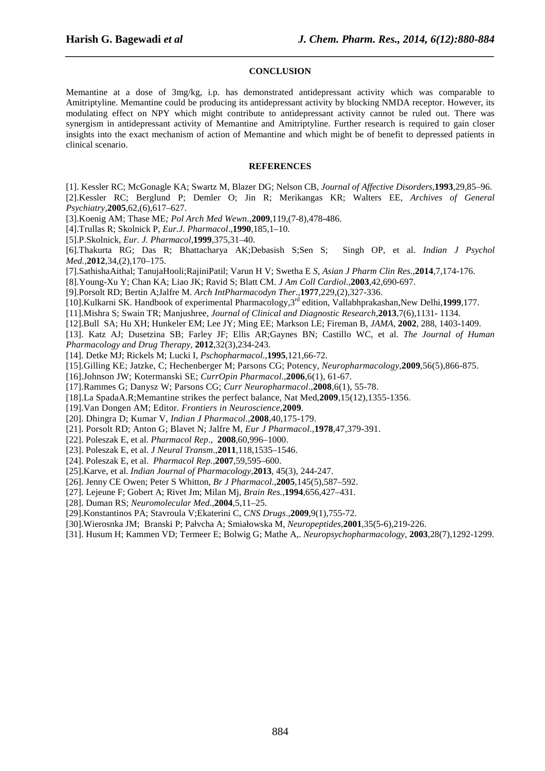## CONCLUSION

Memantine at a dose of 3mg/kg, i.p. has demonstrated antidepressant activity which was comparable to Amitriptyline. Memantine could be producing its antidepressant activity by blocking NMDA receptor. However, its modulating effect on NPY which might contribute to antidepressant activity cannot be ruled out. There was synergism in antidepressant activity of Memantine and Amitriptyline. Further research is required to gain closer insights into the exact mechanism of action of Memantine and which might be of benefit to depressed patients in clinical scenario.

## REFERENCES

[1]. Kessler RC; McGonagle KA; Swartz M, Blazer DG; Nelson CB, *Journal of Affective Disorders*,**1993**,29,85–96.

[2].Kessler RC; Berglund P; Demler O; Jin R; Merikangas KR; Walters EE, *Archives of General Psychiatry*,**2005**,62,(6),617–627.

[3].Koenig AM; Thase ME*; Pol Arch Med Wewn*.,**2009**,119,(7-8),478-486.

[4].Trullas R; Skolnick P, *Eur.J. Pharmacol*.,**1990**,185,1–10.

[5].P.Skolnick, *Eur. J. Pharmacol*,**1999**,375,31–40.

[6].Thakurta RG; Das R; Bhattacharya AK;Debasish S;Sen S; Singh OP, et al. *Indian J Psychol Med.*,**2012**,34,(2),170–175.

[7].SathishaAithal; TanujaHooli;RajiniPatil; Varun H V; Swetha E *S, Asian J Pharm Clin Res*.,**2014**,7,174-176.

[8].Young-Xu Y; Chan KA; Liao JK; Ravid S; Blatt CM. *J Am Coll Cardiol*.,**2003**,42,690-697.

[9].Porsolt RD; Bertin A;Jalfre M. *Arch IntPharmacodyn Ther*.,**1977**,229,(2),327-336.

[10].Kulkarni SK. Handbook of experimental Pharmacology,3rd edition, Vallabhprakashan,New Delhi,**1999**,177.

[11].Mishra S; Swain TR; Manjushree, *Journal of Clinical and Diagnostic Research*,**2013**,7(6),1131- 1134.

[12].Bull SA; Hu XH; Hunkeler EM; Lee JY; Ming EE; Markson LE; Fireman B, *JAMA*, **2002**, 288, 1403-1409.

[13]. Katz AJ; Dusetzina SB; Farley JF; Ellis AR;Gaynes BN; Castillo WC, et al. *The Journal of Human Pharmacology and Drug Therapy*, **2012**,32(3),234-243.

[14]. Detke MJ; Rickels M; Lucki I, *Pschopharmacol*.,**1995**,121,66-72.

[15].Gilling KE; Jatzke, C; Hechenberger M; Parsons CG; Potency, *Neuropharmacology*,**2009**,56(5),866-875.

[16].Johnson JW; Kotermanski SE; *CurrOpin Pharmacol*.,**2006**,6(1), 61-67.

[17].Rammes G; Danysz W; Parsons CG; *Curr Neuropharmacol*.,**2008**,6(1), 55-78.

[18].La SpadaA.R;Memantine strikes the perfect balance, Nat Med,**2009**,15(12),1355-1356.

[19].Van Dongen AM; Editor. *Frontiers in Neuroscience*,**2009**.

[20]. Dhingra D; Kumar V, *Indian J Pharmacol*.,**2008**,40,175-179.

[21]. Porsolt RD; Anton G; Blavet N; Jalfre M, *Eur J Pharmacol*.,**1978**,47,379-391.

[22]. Poleszak E, et al. *Pharmacol Rep*., **2008**,60,996–1000.

[23]. Poleszak E, et al. *J Neural Transm*.,**2011**,118,1535–1546.

[24]. Poleszak E, et al. *Pharmacol Rep.*,**2007**,59,595–600.

[25].Karve, et al. *Indian Journal of Pharmacology*,**2013**, 45(3), 244-247.

[26]. Jenny CE Owen; Peter S Whitton, *Br J Pharmacol*.,**2005**,145(5),587–592.

[27]. Lejeune F; Gobert A; Rivet Jm; Milan Mj, *Brain Res.*,**1994**,656,427–431.

[28]. Duman RS; *Neuromolecular Med*.,**2004**,5,11–25.

[29].Konstantinos PA; Stavroula V;Ekaterini C, *CNS Drugs*.,**2009**,9(1),755-72.

[30].Wierosnka JM; Branski P; Pałvcha A; Smiałowska M, *Neuropeptides*,**2001**,35(5-6),219-226.

[31]. Husum H; Kammen VD; Termeer E; Bolwig G; Mathe A,. *Neuropsychopharmacology*, **2003**,28(7),1292-1299.